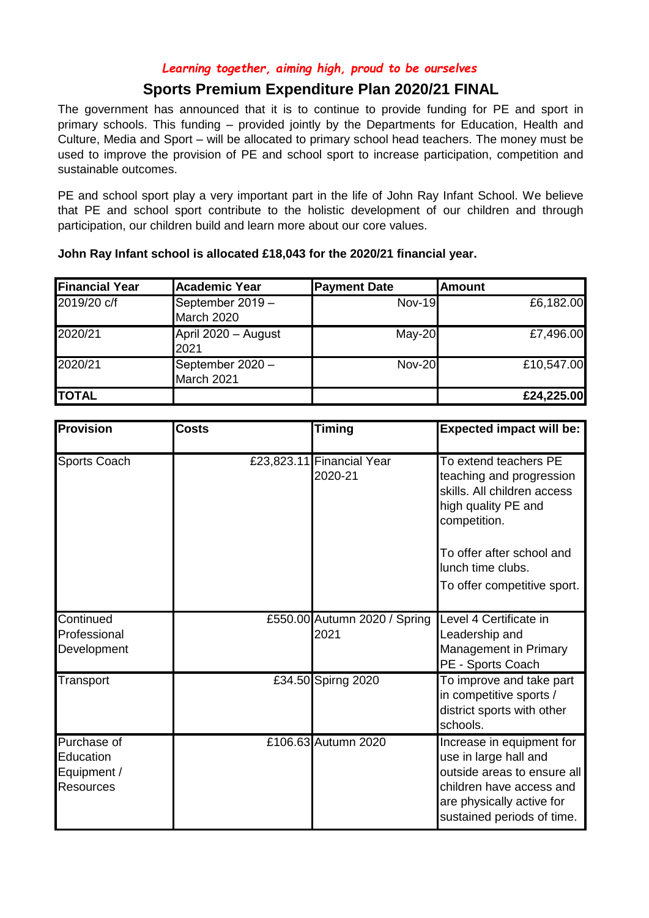*Learning together, aiming high, proud to be ourselves*

## Sports Premium Expenditure Plan 2020/21 FINAL

The government has announced that it is to continue to provide funding for PE and sport in primary schools. This funding – provided jointly by the Departments for Education, Health and Culture, Media and Sport – will be allocated to primary school head teachers. The money must be used to improve the provision of PE and school sport to increase participation, competition and sustainable outcomes.

PE and school sport play a very important part in the life of John Ray Infant School. We believe that PE and school sport contribute to the holistic development of our children and through participation, our children build and learn more about our core values.

**John Ray Infant school is allocated £18,043 for the 2020/21 financial year.**

| Financial Year | Academic Year | Payment Date | Amount |
|---|---|---|---|
| 2019/20 c/f | September 2019 – March 2020 | Nov-19 | £6,182.00 |
| 2020/21 | April 2020 – August 2021 | May-20 | £7,496.00 |
| 2020/21 | September 2020 – March 2021 | Nov-20 | £10,547.00 |
| **TOTAL** | | | **£24,225.00** |

| Provision | Costs | Timing | Expected impact will be: |
|---|---|---|---|
| Sports Coach | £23,823.11 | Financial Year 2020-21 | To extend teachers PE teaching and progression skills. All children access high quality PE and competition.<br><br>To offer after school and lunch time clubs.<br>To offer competitive sport. |
| Continued Professional Development | £550.00 | Autumn 2020 / Spring 2021 | Level 4 Certificate in Leadership and Management in Primary PE - Sports Coach |
| Transport | £34.50 | Spirng 2020 | To improve and take part in competitive sports / district sports with other schools. |
| Purchase of Education Equipment / Resources | £106.63 | Autumn 2020 | Increase in equipment for use in large hall and outside areas to ensure all children have access and are physically active for sustained periods of time. |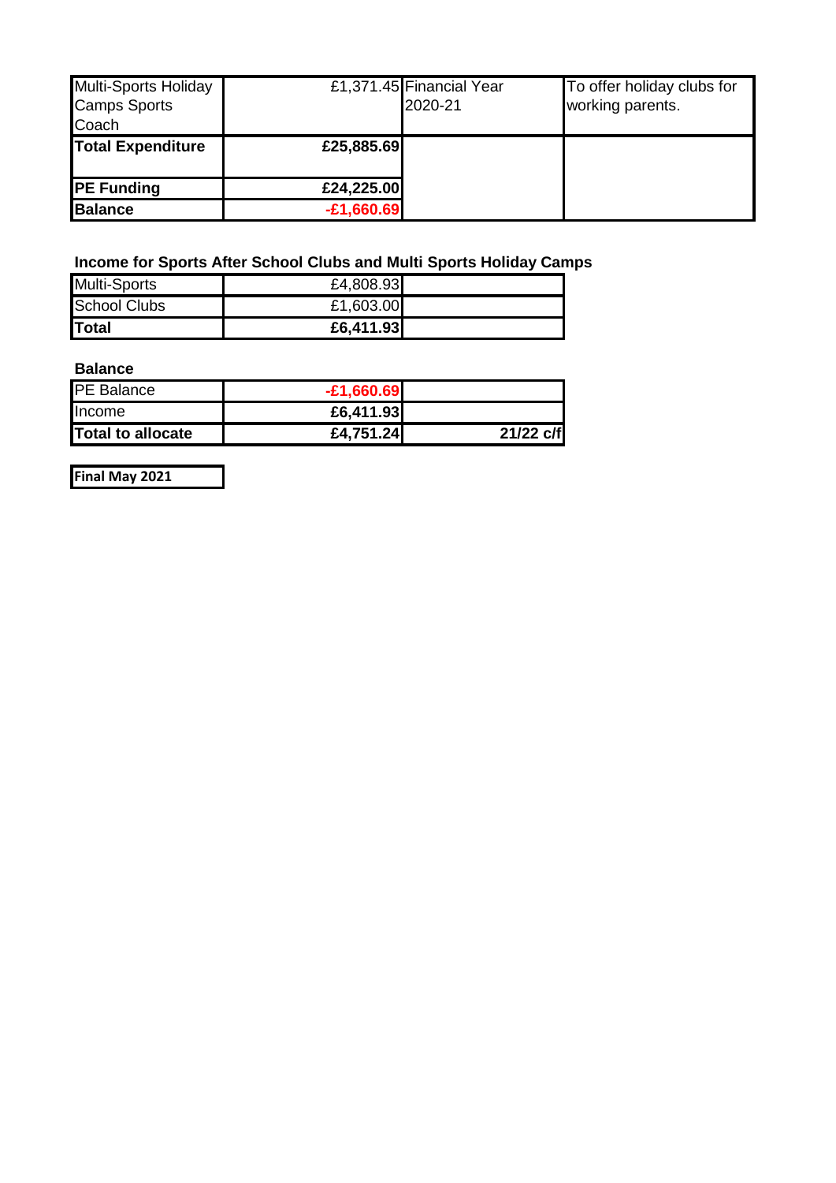| | | | |
|---|---|---|---|
| Multi-Sports Holiday Camps Sports Coach | £1,371.45 | Financial Year 2020-21 | To offer holiday clubs for working parents. |
| **Total Expenditure** | **£25,885.69** | | |
| **PE Funding** | **£24,225.00** | | |
| **Balance** | **-£1,660.69** | | |

**Income for Sports After School Clubs and Multi Sports Holiday Camps**

| | | |
|---|---|---|
| Multi-Sports | £4,808.93 | |
| School Clubs | £1,603.00 | |
| **Total** | **£6,411.93** | |

**Balance**

| | | |
|---|---|---|
| PE Balance | **-£1,660.69** | |
| Income | **£6,411.93** | |
| **Total to allocate** | **£4,751.24** | **21/22 c/f** |

**Final May 2021**